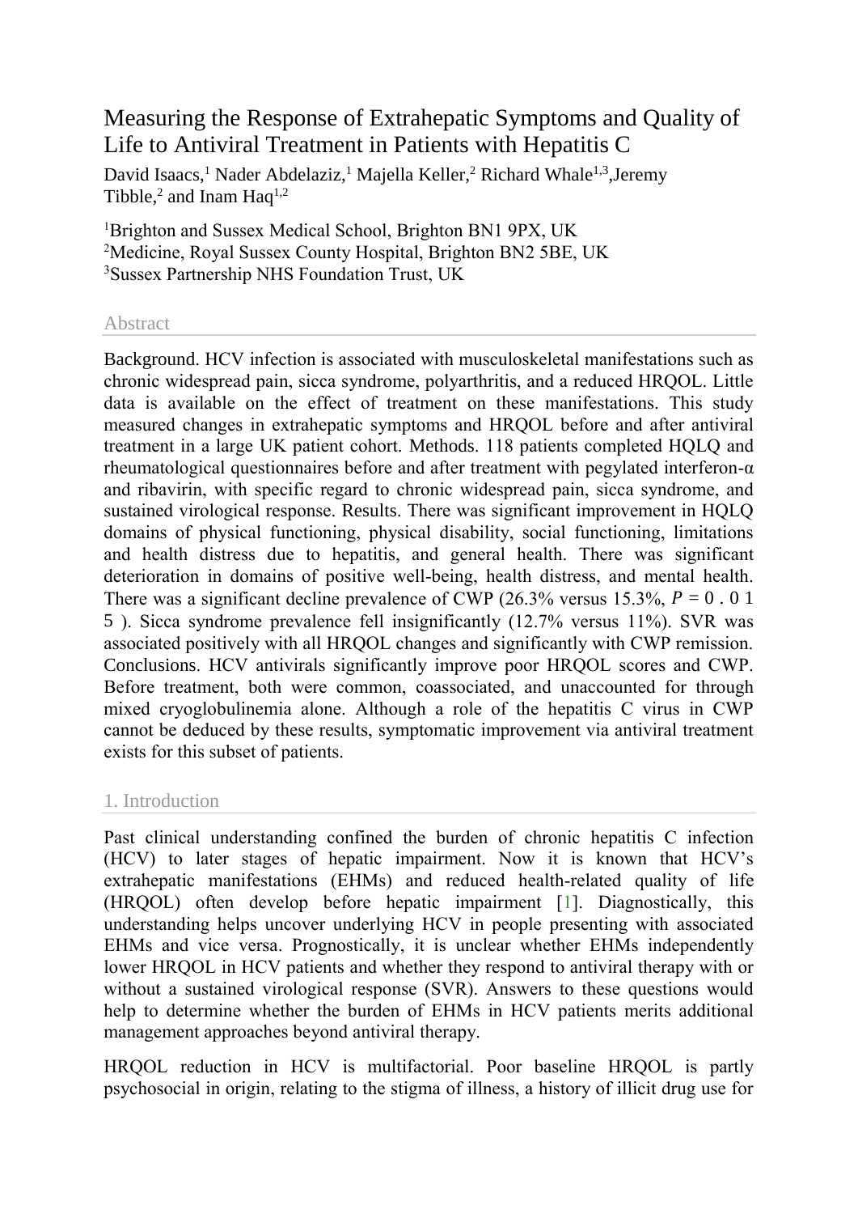# Measuring the Response of Extrahepatic Symptoms and Quality of Life to Antiviral Treatment in Patients with Hepatitis C

David Isaacs,[1] Nader Abdelaziz,[1] Majella Keller,[2] Richard Whale[1,3], Jeremy Tibble,[2] and Inam Haq[1,2]

[1]Brighton and Sussex Medical School, Brighton BN1 9PX, UK
[2]Medicine, Royal Sussex County Hospital, Brighton BN2 5BE, UK
[3]Sussex Partnership NHS Foundation Trust, UK

## Abstract

Background. HCV infection is associated with musculoskeletal manifestations such as chronic widespread pain, sicca syndrome, polyarthritis, and a reduced HRQOL. Little data is available on the effect of treatment on these manifestations. This study measured changes in extrahepatic symptoms and HRQOL before and after antiviral treatment in a large UK patient cohort. Methods. 118 patients completed HQLQ and rheumatological questionnaires before and after treatment with pegylated interferon-α and ribavirin, with specific regard to chronic widespread pain, sicca syndrome, and sustained virological response. Results. There was significant improvement in HQLQ domains of physical functioning, physical disability, social functioning, limitations and health distress due to hepatitis, and general health. There was significant deterioration in domains of positive well-being, health distress, and mental health. There was a significant decline prevalence of CWP (26.3% versus 15.3%, $P = 0.015$). Sicca syndrome prevalence fell insignificantly (12.7% versus 11%). SVR was associated positively with all HRQOL changes and significantly with CWP remission. Conclusions. HCV antivirals significantly improve poor HRQOL scores and CWP. Before treatment, both were common, coassociated, and unaccounted for through mixed cryoglobulinemia alone. Although a role of the hepatitis C virus in CWP cannot be deduced by these results, symptomatic improvement via antiviral treatment exists for this subset of patients.

## 1. Introduction

Past clinical understanding confined the burden of chronic hepatitis C infection (HCV) to later stages of hepatic impairment. Now it is known that HCV's extrahepatic manifestations (EHMs) and reduced health-related quality of life (HRQOL) often develop before hepatic impairment [1]. Diagnostically, this understanding helps uncover underlying HCV in people presenting with associated EHMs and vice versa. Prognostically, it is unclear whether EHMs independently lower HRQOL in HCV patients and whether they respond to antiviral therapy with or without a sustained virological response (SVR). Answers to these questions would help to determine whether the burden of EHMs in HCV patients merits additional management approaches beyond antiviral therapy.

HRQOL reduction in HCV is multifactorial. Poor baseline HRQOL is partly psychosocial in origin, relating to the stigma of illness, a history of illicit drug use for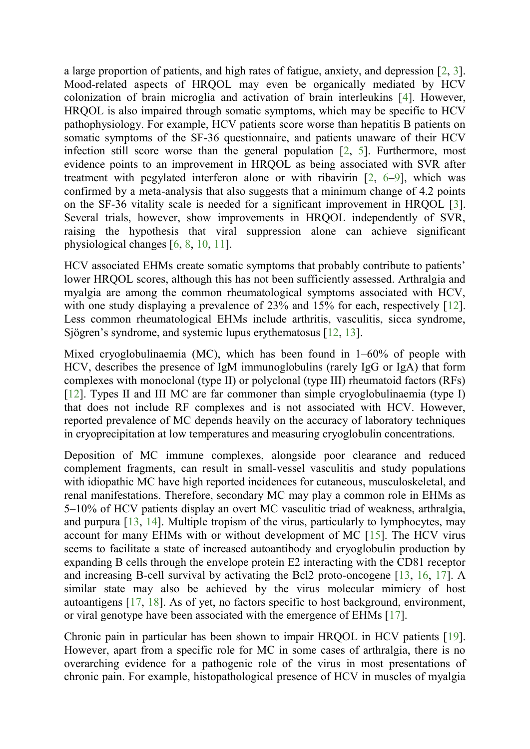a large proportion of patients, and high rates of fatigue, anxiety, and depression [2, 3]. Mood-related aspects of HRQOL may even be organically mediated by HCV colonization of brain microglia and activation of brain interleukins [4]. However, HRQOL is also impaired through somatic symptoms, which may be specific to HCV pathophysiology. For example, HCV patients score worse than hepatitis B patients on somatic symptoms of the SF-36 questionnaire, and patients unaware of their HCV infection still score worse than the general population [2, 5]. Furthermore, most evidence points to an improvement in HRQOL as being associated with SVR after treatment with pegylated interferon alone or with ribavirin [2, 6–9], which was confirmed by a meta-analysis that also suggests that a minimum change of 4.2 points on the SF-36 vitality scale is needed for a significant improvement in HRQOL [3]. Several trials, however, show improvements in HRQOL independently of SVR, raising the hypothesis that viral suppression alone can achieve significant physiological changes [6, 8, 10, 11].

HCV associated EHMs create somatic symptoms that probably contribute to patients' lower HRQOL scores, although this has not been sufficiently assessed. Arthralgia and myalgia are among the common rheumatological symptoms associated with HCV, with one study displaying a prevalence of 23% and 15% for each, respectively [12]. Less common rheumatological EHMs include arthritis, vasculitis, sicca syndrome, Sjögren's syndrome, and systemic lupus erythematosus [12, 13].

Mixed cryoglobulinaemia (MC), which has been found in 1–60% of people with HCV, describes the presence of IgM immunoglobulins (rarely IgG or IgA) that form complexes with monoclonal (type II) or polyclonal (type III) rheumatoid factors (RFs) [12]. Types II and III MC are far commoner than simple cryoglobulinaemia (type I) that does not include RF complexes and is not associated with HCV. However, reported prevalence of MC depends heavily on the accuracy of laboratory techniques in cryoprecipitation at low temperatures and measuring cryoglobulin concentrations.

Deposition of MC immune complexes, alongside poor clearance and reduced complement fragments, can result in small-vessel vasculitis and study populations with idiopathic MC have high reported incidences for cutaneous, musculoskeletal, and renal manifestations. Therefore, secondary MC may play a common role in EHMs as 5–10% of HCV patients display an overt MC vasculitic triad of weakness, arthralgia, and purpura [13, 14]. Multiple tropism of the virus, particularly to lymphocytes, may account for many EHMs with or without development of MC [15]. The HCV virus seems to facilitate a state of increased autoantibody and cryoglobulin production by expanding B cells through the envelope protein E2 interacting with the CD81 receptor and increasing B-cell survival by activating the Bcl2 proto-oncogene [13, 16, 17]. A similar state may also be achieved by the virus molecular mimicry of host autoantigens [17, 18]. As of yet, no factors specific to host background, environment, or viral genotype have been associated with the emergence of EHMs [17].

Chronic pain in particular has been shown to impair HRQOL in HCV patients [19]. However, apart from a specific role for MC in some cases of arthralgia, there is no overarching evidence for a pathogenic role of the virus in most presentations of chronic pain. For example, histopathological presence of HCV in muscles of myalgia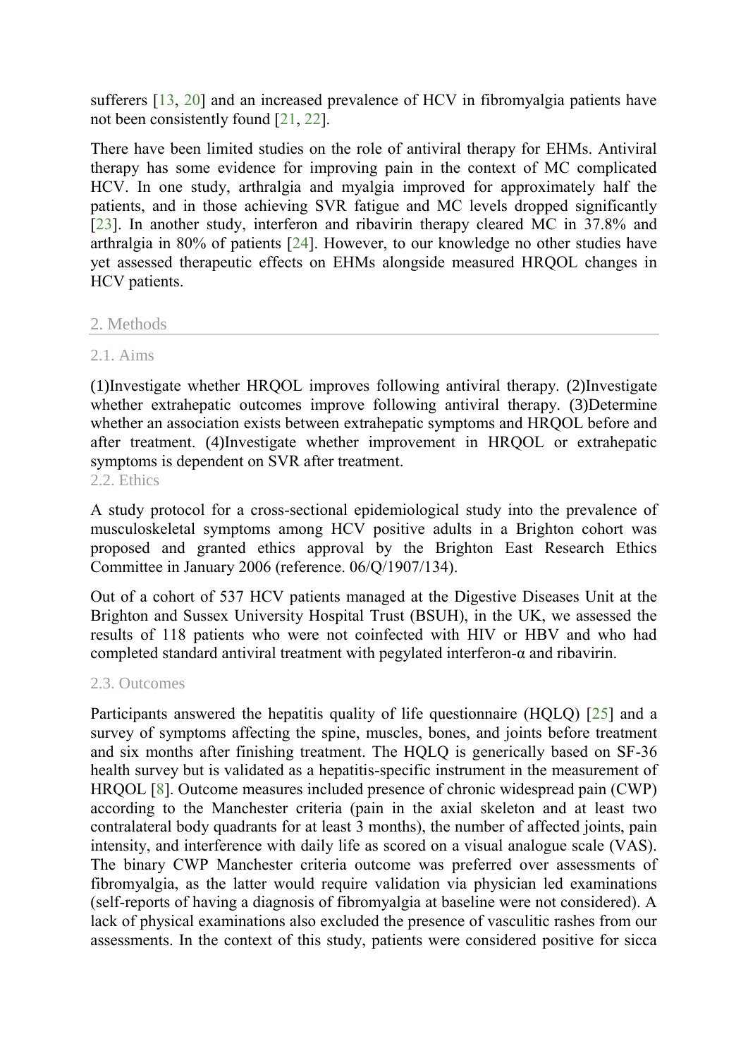sufferers [13, 20] and an increased prevalence of HCV in fibromyalgia patients have not been consistently found [21, 22].

There have been limited studies on the role of antiviral therapy for EHMs. Antiviral therapy has some evidence for improving pain in the context of MC complicated HCV. In one study, arthralgia and myalgia improved for approximately half the patients, and in those achieving SVR fatigue and MC levels dropped significantly [23]. In another study, interferon and ribavirin therapy cleared MC in 37.8% and arthralgia in 80% of patients [24]. However, to our knowledge no other studies have yet assessed therapeutic effects on EHMs alongside measured HRQOL changes in HCV patients.

## 2. Methods

### 2.1. Aims

(1)Investigate whether HRQOL improves following antiviral therapy. (2)Investigate whether extrahepatic outcomes improve following antiviral therapy. (3)Determine whether an association exists between extrahepatic symptoms and HRQOL before and after treatment. (4)Investigate whether improvement in HRQOL or extrahepatic symptoms is dependent on SVR after treatment.

### 2.2. Ethics

A study protocol for a cross-sectional epidemiological study into the prevalence of musculoskeletal symptoms among HCV positive adults in a Brighton cohort was proposed and granted ethics approval by the Brighton East Research Ethics Committee in January 2006 (reference. 06/Q/1907/134).

Out of a cohort of 537 HCV patients managed at the Digestive Diseases Unit at the Brighton and Sussex University Hospital Trust (BSUH), in the UK, we assessed the results of 118 patients who were not coinfected with HIV or HBV and who had completed standard antiviral treatment with pegylated interferon-α and ribavirin.

### 2.3. Outcomes

Participants answered the hepatitis quality of life questionnaire (HQLQ) [25] and a survey of symptoms affecting the spine, muscles, bones, and joints before treatment and six months after finishing treatment. The HQLQ is generically based on SF-36 health survey but is validated as a hepatitis-specific instrument in the measurement of HRQOL [8]. Outcome measures included presence of chronic widespread pain (CWP) according to the Manchester criteria (pain in the axial skeleton and at least two contralateral body quadrants for at least 3 months), the number of affected joints, pain intensity, and interference with daily life as scored on a visual analogue scale (VAS). The binary CWP Manchester criteria outcome was preferred over assessments of fibromyalgia, as the latter would require validation via physician led examinations (self-reports of having a diagnosis of fibromyalgia at baseline were not considered). A lack of physical examinations also excluded the presence of vasculitic rashes from our assessments. In the context of this study, patients were considered positive for sicca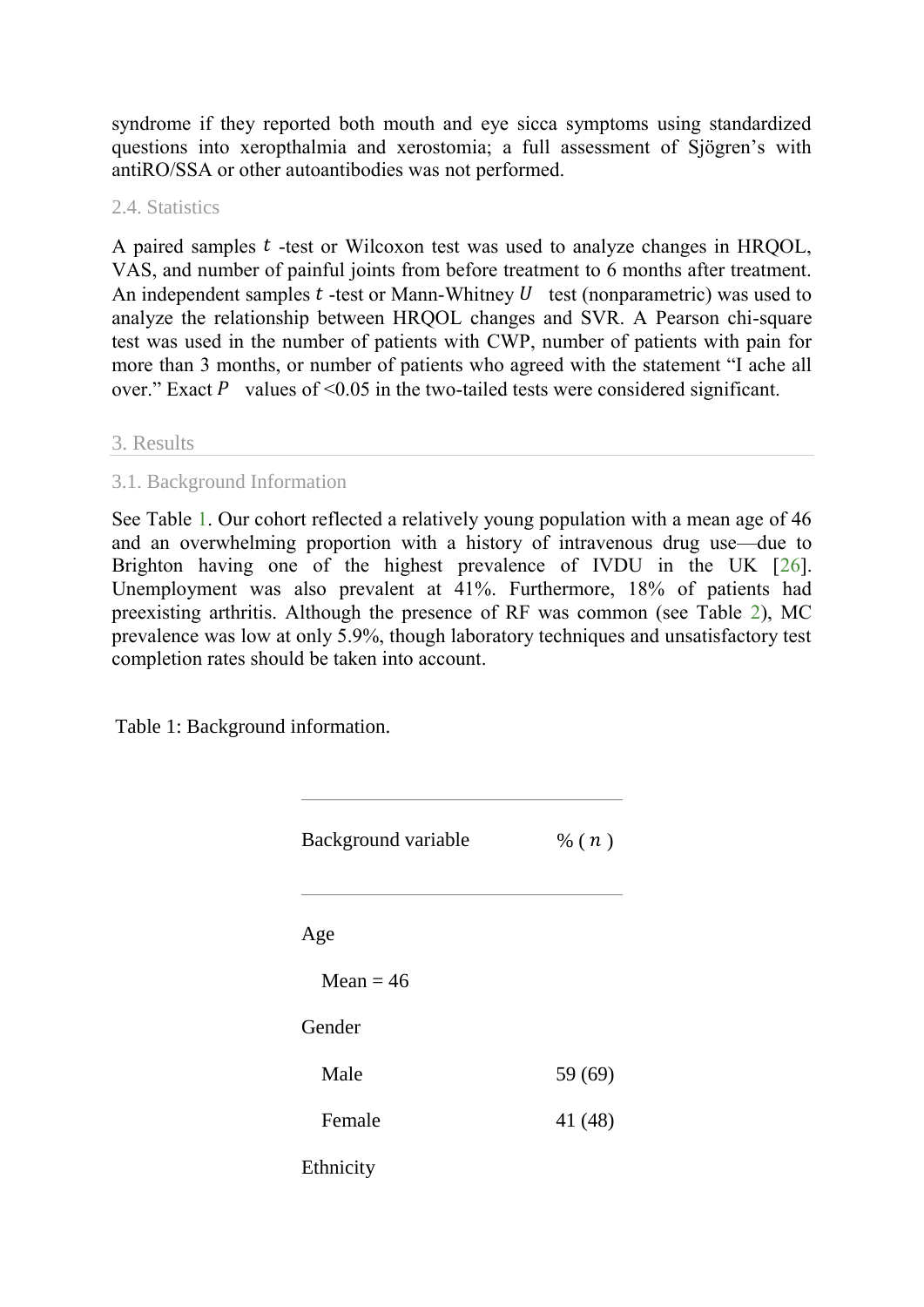syndrome if they reported both mouth and eye sicca symptoms using standardized questions into xeropthalmia and xerostomia; a full assessment of Sjögren's with antiRO/SSA or other autoantibodies was not performed.

### 2.4. Statistics

A paired samples $t$ -test or Wilcoxon test was used to analyze changes in HRQOL, VAS, and number of painful joints from before treatment to 6 months after treatment. An independent samples $t$ -test or Mann-Whitney $U$ test (nonparametric) was used to analyze the relationship between HRQOL changes and SVR. A Pearson chi-square test was used in the number of patients with CWP, number of patients with pain for more than 3 months, or number of patients who agreed with the statement "I ache all over." Exact $P$ values of <0.05 in the two-tailed tests were considered significant.

## 3. Results

### 3.1. Background Information

See Table 1. Our cohort reflected a relatively young population with a mean age of 46 and an overwhelming proportion with a history of intravenous drug use—due to Brighton having one of the highest prevalence of IVDU in the UK [26]. Unemployment was also prevalent at 41%. Furthermore, 18% of patients had preexisting arthritis. Although the presence of RF was common (see Table 2), MC prevalence was low at only 5.9%, though laboratory techniques and unsatisfactory test completion rates should be taken into account.

Table 1: Background information.

| Background variable | % ( $n$ ) |
|---|---|
| Age | |
| Mean = 46 | |
| Gender | |
| Male | 59 (69) |
| Female | 41 (48) |
| Ethnicity | |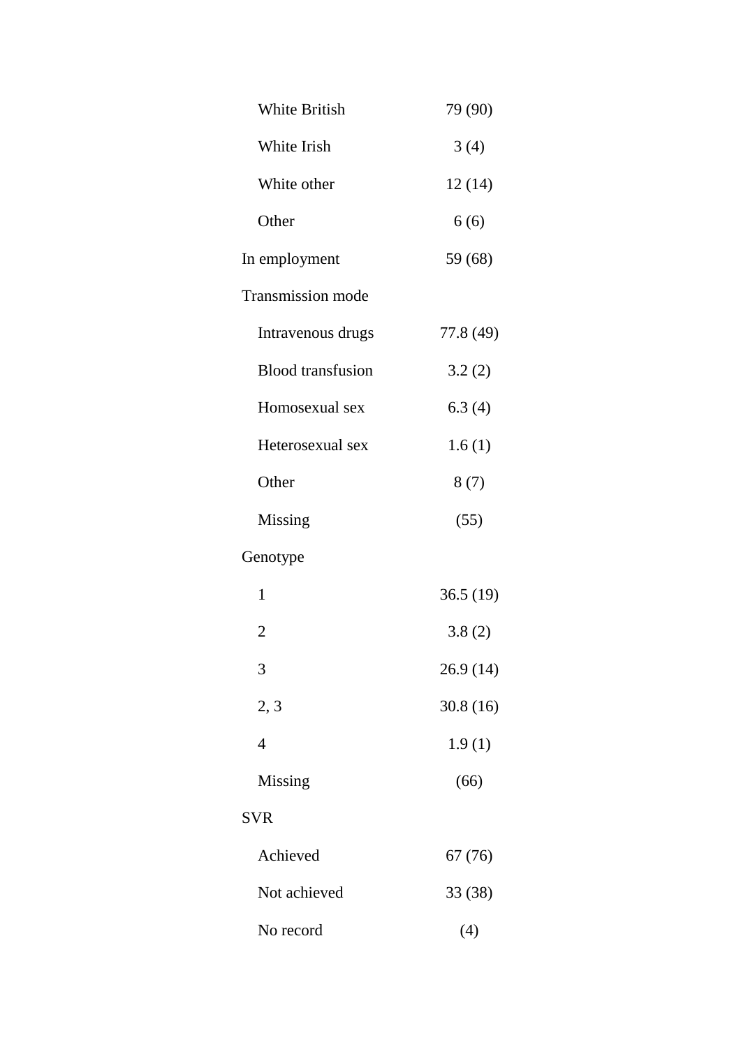| | |
|---|---|
| White British | 79 (90) |
| White Irish | 3 (4) |
| White other | 12 (14) |
| Other | 6 (6) |
| In employment | 59 (68) |
| Transmission mode | |
| Intravenous drugs | 77.8 (49) |
| Blood transfusion | 3.2 (2) |
| Homosexual sex | 6.3 (4) |
| Heterosexual sex | 1.6 (1) |
| Other | 8 (7) |
| Missing | (55) |
| Genotype | |
| 1 | 36.5 (19) |
| 2 | 3.8 (2) |
| 3 | 26.9 (14) |
| 2, 3 | 30.8 (16) |
| 4 | 1.9 (1) |
| Missing | (66) |
| SVR | |
| Achieved | 67 (76) |
| Not achieved | 33 (38) |
| No record | (4) |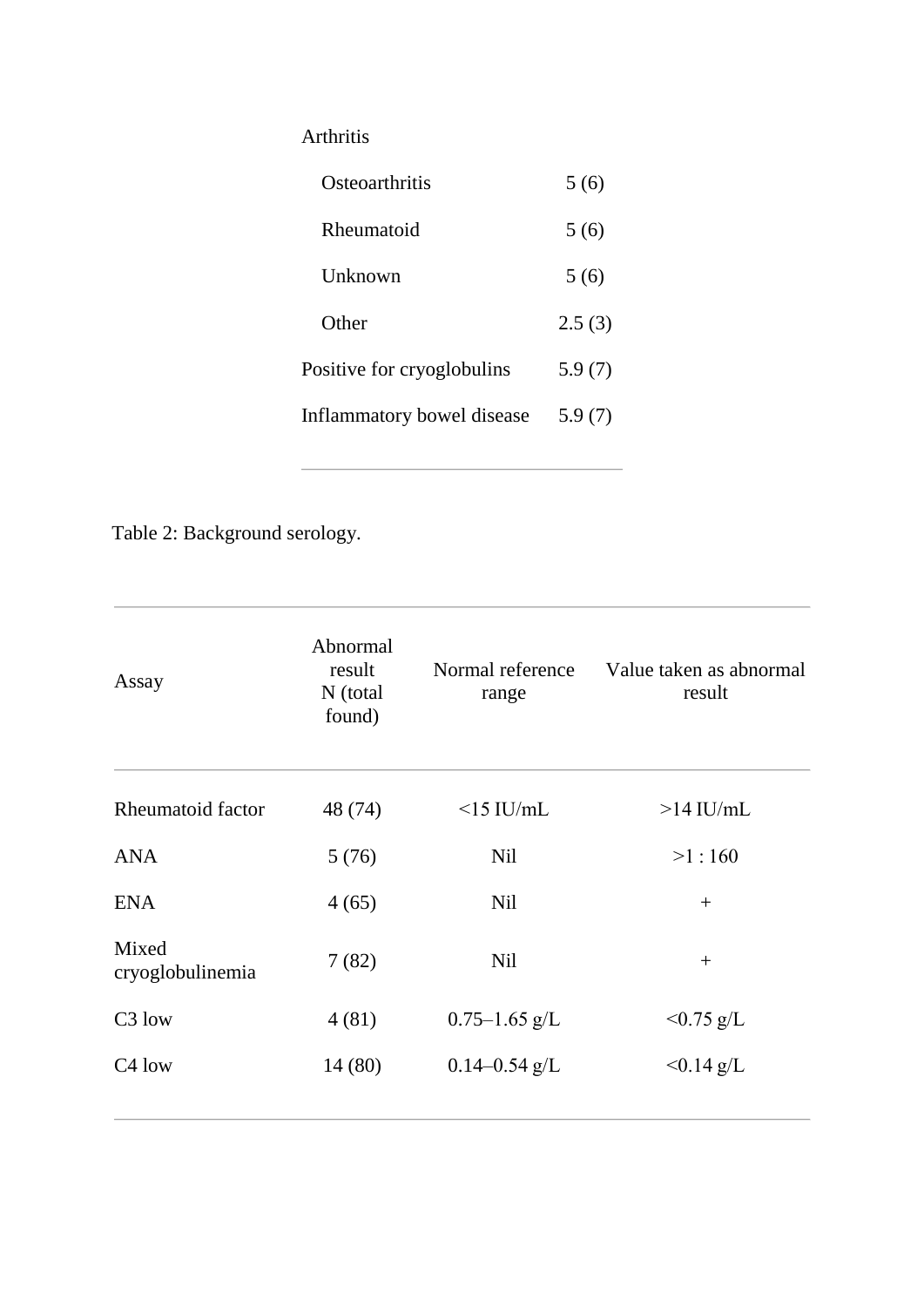| | |
|---|---|
| Arthritis | |
| Osteoarthritis | 5 (6) |
| Rheumatoid | 5 (6) |
| Unknown | 5 (6) |
| Other | 2.5 (3) |
| Positive for cryoglobulins | 5.9 (7) |
| Inflammatory bowel disease | 5.9 (7) |

Table 2: Background serology.

| Assay | Abnormal result N (total found) | Normal reference range | Value taken as abnormal result |
|---|---|---|---|
| Rheumatoid factor | 48 (74) | <15 IU/mL | >14 IU/mL |
| ANA | 5 (76) | Nil | >1 : 160 |
| ENA | 4 (65) | Nil | + |
| Mixed cryoglobulinemia | 7 (82) | Nil | + |
| C3 low | 4 (81) | 0.75–1.65 g/L | <0.75 g/L |
| C4 low | 14 (80) | 0.14–0.54 g/L | <0.14 g/L |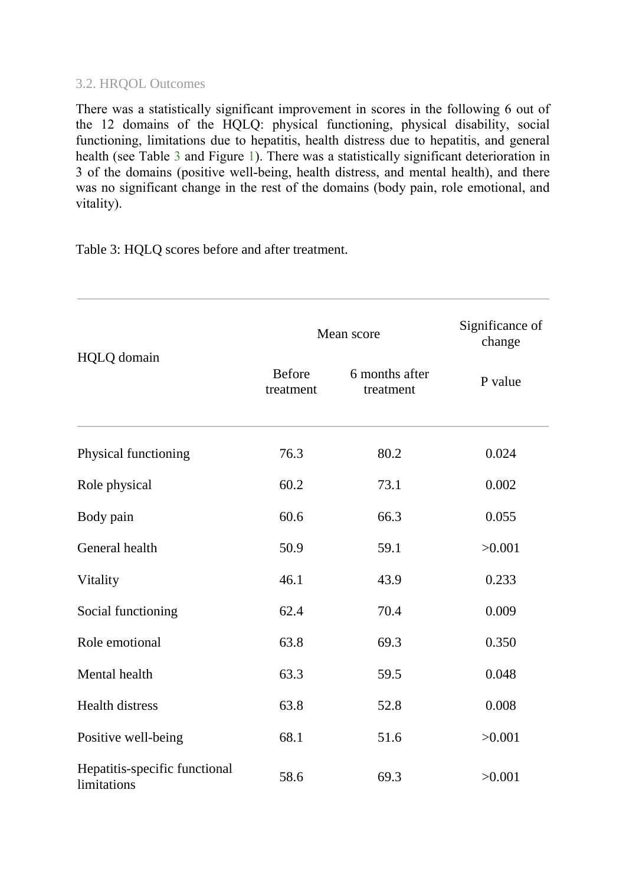### 3.2. HRQOL Outcomes

There was a statistically significant improvement in scores in the following 6 out of the 12 domains of the HQLQ: physical functioning, physical disability, social functioning, limitations due to hepatitis, health distress due to hepatitis, and general health (see Table 3 and Figure 1). There was a statistically significant deterioration in 3 of the domains (positive well-being, health distress, and mental health), and there was no significant change in the rest of the domains (body pain, role emotional, and vitality).

Table 3: HQLQ scores before and after treatment.

| HQLQ domain | Mean score | | Significance of change |
|---|---|---|---|
| | Before treatment | 6 months after treatment | P value |
| Physical functioning | 76.3 | 80.2 | 0.024 |
| Role physical | 60.2 | 73.1 | 0.002 |
| Body pain | 60.6 | 66.3 | 0.055 |
| General health | 50.9 | 59.1 | >0.001 |
| Vitality | 46.1 | 43.9 | 0.233 |
| Social functioning | 62.4 | 70.4 | 0.009 |
| Role emotional | 63.8 | 69.3 | 0.350 |
| Mental health | 63.3 | 59.5 | 0.048 |
| Health distress | 63.8 | 52.8 | 0.008 |
| Positive well-being | 68.1 | 51.6 | >0.001 |
| Hepatitis-specific functional limitations | 58.6 | 69.3 | >0.001 |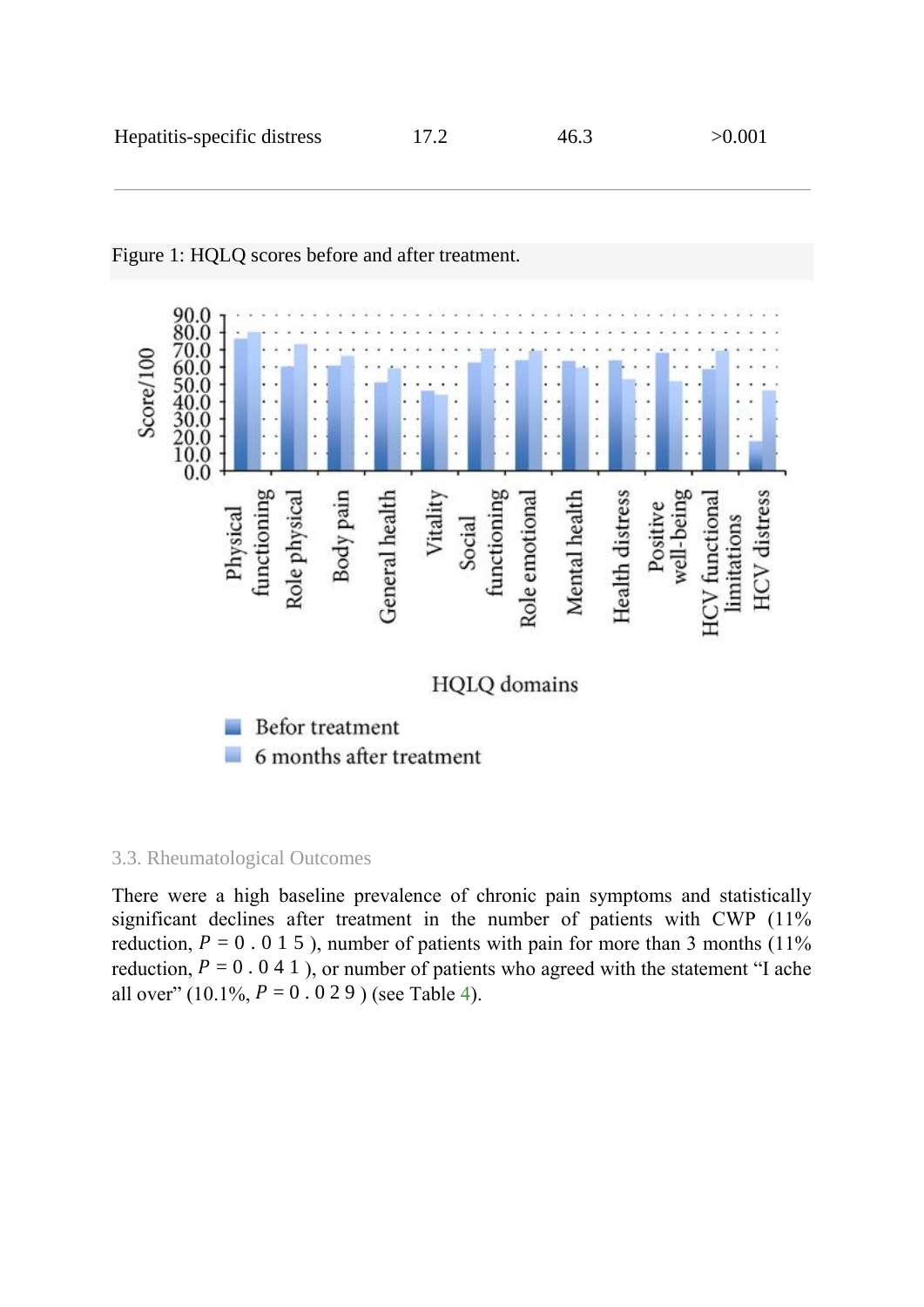| Hepatitis-specific distress | 17.2 | 46.3 | >0.001 |
|---|---|---|---|

Figure 1: HQLQ scores before and after treatment.

### 3.3. Rheumatological Outcomes

There were a high baseline prevalence of chronic pain symptoms and statistically significant declines after treatment in the number of patients with CWP (11% reduction, $P = 0.015$), number of patients with pain for more than 3 months (11% reduction, $P = 0.041$), or number of patients who agreed with the statement "I ache all over" (10.1%, $P = 0.029$) (see Table 4).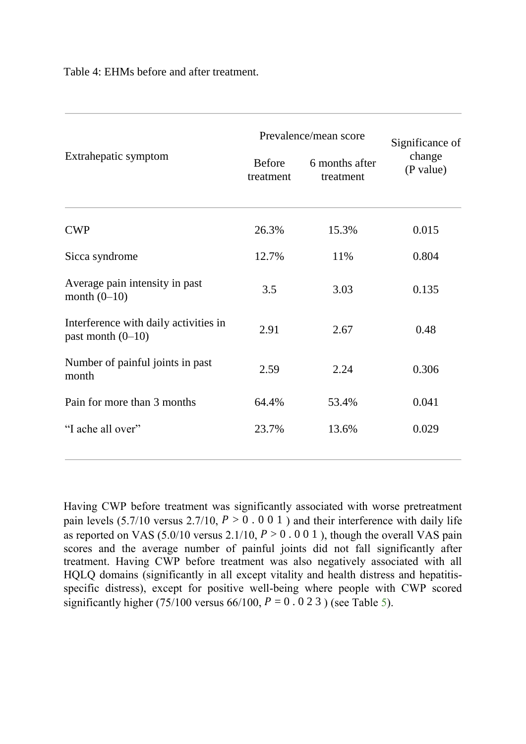Table 4: EHMs before and after treatment.

| Extrahepatic symptom | Prevalence/mean score | | Significance of change (P value) |
|---|---|---|---|
| | Before treatment | 6 months after treatment | |
| CWP | 26.3% | 15.3% | 0.015 |
| Sicca syndrome | 12.7% | 11% | 0.804 |
| Average pain intensity in past month (0–10) | 3.5 | 3.03 | 0.135 |
| Interference with daily activities in past month (0–10) | 2.91 | 2.67 | 0.48 |
| Number of painful joints in past month | 2.59 | 2.24 | 0.306 |
| Pain for more than 3 months | 64.4% | 53.4% | 0.041 |
| "I ache all over" | 23.7% | 13.6% | 0.029 |

Having CWP before treatment was significantly associated with worse pretreatment pain levels (5.7/10 versus 2.7/10, $P > 0.001$) and their interference with daily life as reported on VAS (5.0/10 versus 2.1/10, $P > 0.001$), though the overall VAS pain scores and the average number of painful joints did not fall significantly after treatment. Having CWP before treatment was also negatively associated with all HQLQ domains (significantly in all except vitality and health distress and hepatitis-specific distress), except for positive well-being where people with CWP scored significantly higher (75/100 versus 66/100, $P = 0.023$) (see Table 5).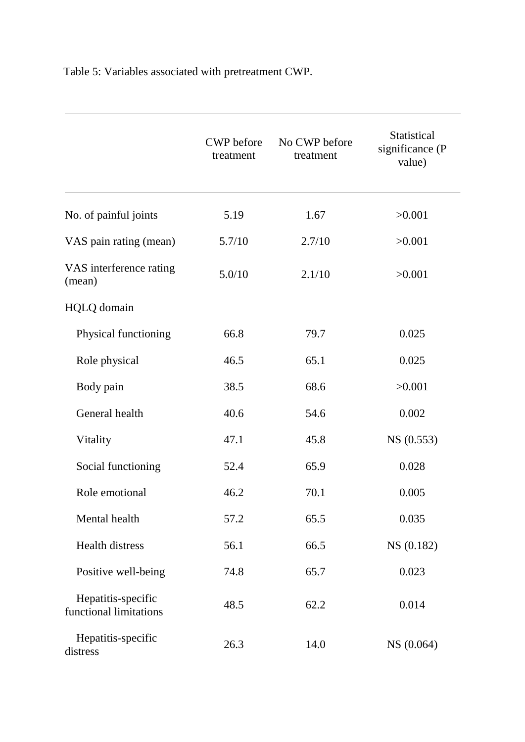Table 5: Variables associated with pretreatment CWP.

| | CWP before treatment | No CWP before treatment | Statistical significance (P value) |
|---|---|---|---|
| No. of painful joints | 5.19 | 1.67 | >0.001 |
| VAS pain rating (mean) | 5.7/10 | 2.7/10 | >0.001 |
| VAS interference rating (mean) | 5.0/10 | 2.1/10 | >0.001 |
| HQLQ domain | | | |
| Physical functioning | 66.8 | 79.7 | 0.025 |
| Role physical | 46.5 | 65.1 | 0.025 |
| Body pain | 38.5 | 68.6 | >0.001 |
| General health | 40.6 | 54.6 | 0.002 |
| Vitality | 47.1 | 45.8 | NS (0.553) |
| Social functioning | 52.4 | 65.9 | 0.028 |
| Role emotional | 46.2 | 70.1 | 0.005 |
| Mental health | 57.2 | 65.5 | 0.035 |
| Health distress | 56.1 | 66.5 | NS (0.182) |
| Positive well-being | 74.8 | 65.7 | 0.023 |
| Hepatitis-specific functional limitations | 48.5 | 62.2 | 0.014 |
| Hepatitis-specific distress | 26.3 | 14.0 | NS (0.064) |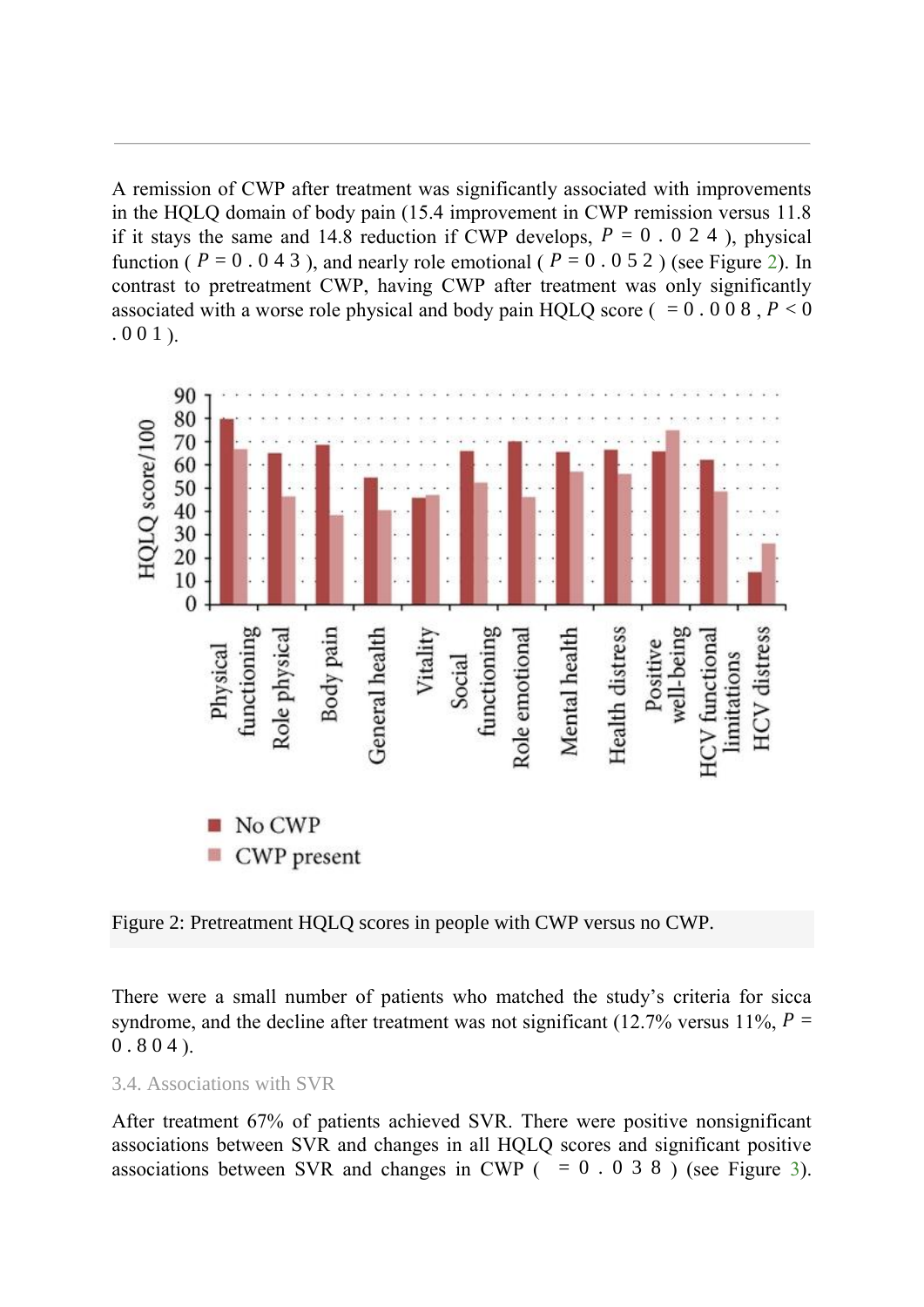A remission of CWP after treatment was significantly associated with improvements in the HQLQ domain of body pain (15.4 improvement in CWP remission versus 11.8 if it stays the same and 14.8 reduction if CWP develops, $P = 0.024$), physical function ( $P = 0.043$ ), and nearly role emotional ( $P = 0.052$ ) (see Figure 2). In contrast to pretreatment CWP, having CWP after treatment was only significantly associated with a worse role physical and body pain HQLQ score ( $= 0.008$, $P < 0.001$ ).

Figure 2: Pretreatment HQLQ scores in people with CWP versus no CWP.

There were a small number of patients who matched the study's criteria for sicca syndrome, and the decline after treatment was not significant (12.7% versus 11%, $P = 0.804$ ).

### 3.4. Associations with SVR

After treatment 67% of patients achieved SVR. There were positive nonsignificant associations between SVR and changes in all HQLQ scores and significant positive associations between SVR and changes in CWP ( $= 0.038$ ) (see Figure 3).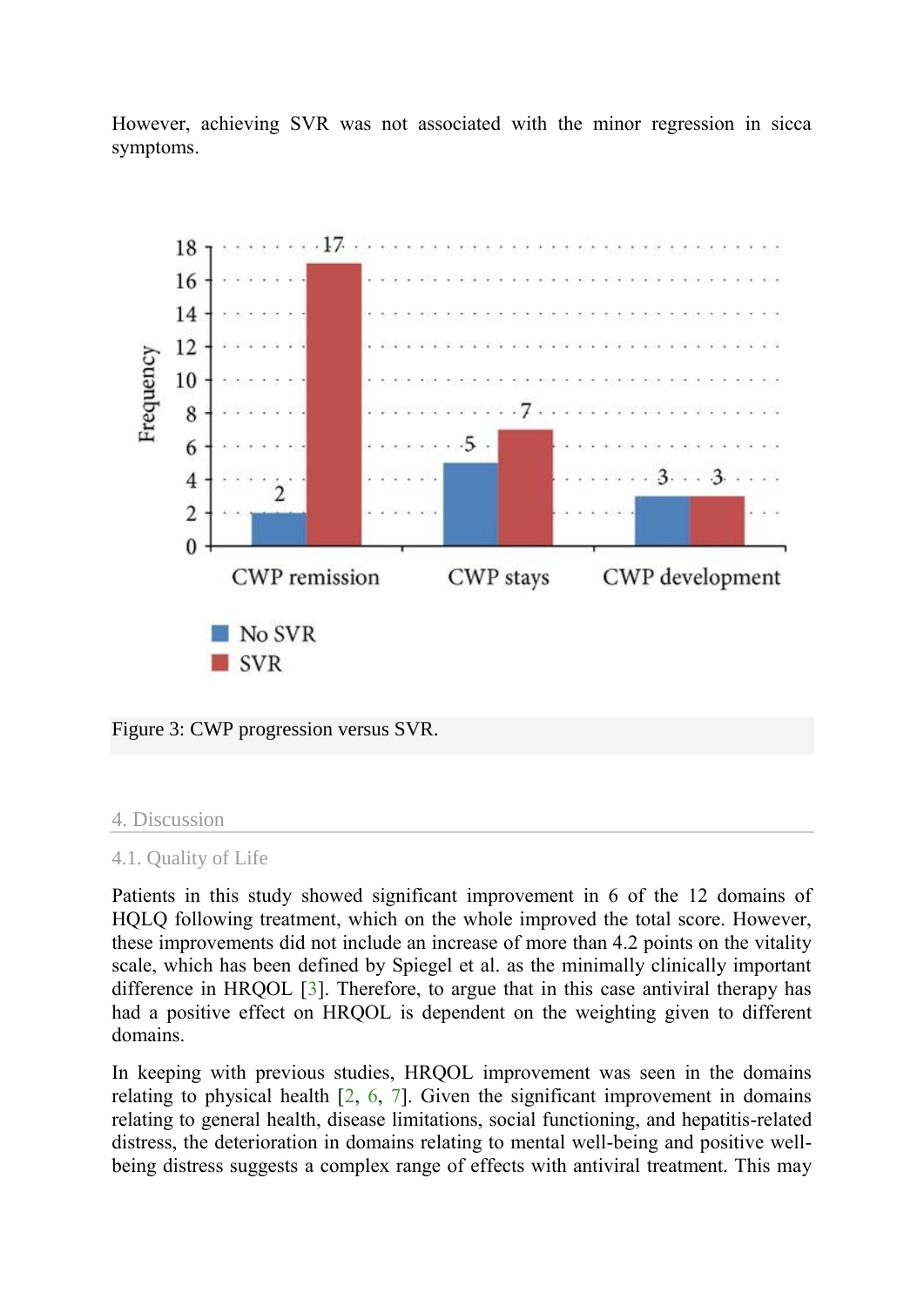However, achieving SVR was not associated with the minor regression in sicca symptoms.

Figure 3: CWP progression versus SVR.

## 4. Discussion

### 4.1. Quality of Life

Patients in this study showed significant improvement in 6 of the 12 domains of HQLQ following treatment, which on the whole improved the total score. However, these improvements did not include an increase of more than 4.2 points on the vitality scale, which has been defined by Spiegel et al. as the minimally clinically important difference in HRQOL [3]. Therefore, to argue that in this case antiviral therapy has had a positive effect on HRQOL is dependent on the weighting given to different domains.

In keeping with previous studies, HRQOL improvement was seen in the domains relating to physical health [2, 6, 7]. Given the significant improvement in domains relating to general health, disease limitations, social functioning, and hepatitis-related distress, the deterioration in domains relating to mental well-being and positive well-being distress suggests a complex range of effects with antiviral treatment. This may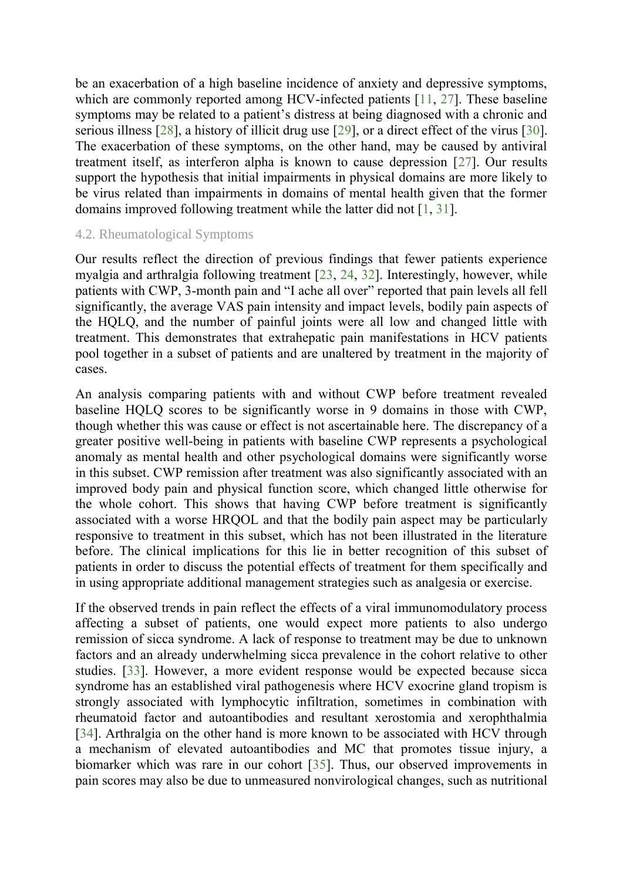be an exacerbation of a high baseline incidence of anxiety and depressive symptoms, which are commonly reported among HCV-infected patients [11, 27]. These baseline symptoms may be related to a patient's distress at being diagnosed with a chronic and serious illness [28], a history of illicit drug use [29], or a direct effect of the virus [30]. The exacerbation of these symptoms, on the other hand, may be caused by antiviral treatment itself, as interferon alpha is known to cause depression [27]. Our results support the hypothesis that initial impairments in physical domains are more likely to be virus related than impairments in domains of mental health given that the former domains improved following treatment while the latter did not [1, 31].

### 4.2. Rheumatological Symptoms

Our results reflect the direction of previous findings that fewer patients experience myalgia and arthralgia following treatment [23, 24, 32]. Interestingly, however, while patients with CWP, 3-month pain and "I ache all over" reported that pain levels all fell significantly, the average VAS pain intensity and impact levels, bodily pain aspects of the HQLQ, and the number of painful joints were all low and changed little with treatment. This demonstrates that extrahepatic pain manifestations in HCV patients pool together in a subset of patients and are unaltered by treatment in the majority of cases.

An analysis comparing patients with and without CWP before treatment revealed baseline HQLQ scores to be significantly worse in 9 domains in those with CWP, though whether this was cause or effect is not ascertainable here. The discrepancy of a greater positive well-being in patients with baseline CWP represents a psychological anomaly as mental health and other psychological domains were significantly worse in this subset. CWP remission after treatment was also significantly associated with an improved body pain and physical function score, which changed little otherwise for the whole cohort. This shows that having CWP before treatment is significantly associated with a worse HRQOL and that the bodily pain aspect may be particularly responsive to treatment in this subset, which has not been illustrated in the literature before. The clinical implications for this lie in better recognition of this subset of patients in order to discuss the potential effects of treatment for them specifically and in using appropriate additional management strategies such as analgesia or exercise.

If the observed trends in pain reflect the effects of a viral immunomodulatory process affecting a subset of patients, one would expect more patients to also undergo remission of sicca syndrome. A lack of response to treatment may be due to unknown factors and an already underwhelming sicca prevalence in the cohort relative to other studies. [33]. However, a more evident response would be expected because sicca syndrome has an established viral pathogenesis where HCV exocrine gland tropism is strongly associated with lymphocytic infiltration, sometimes in combination with rheumatoid factor and autoantibodies and resultant xerostomia and xerophthalmia [34]. Arthralgia on the other hand is more known to be associated with HCV through a mechanism of elevated autoantibodies and MC that promotes tissue injury, a biomarker which was rare in our cohort [35]. Thus, our observed improvements in pain scores may also be due to unmeasured nonvirological changes, such as nutritional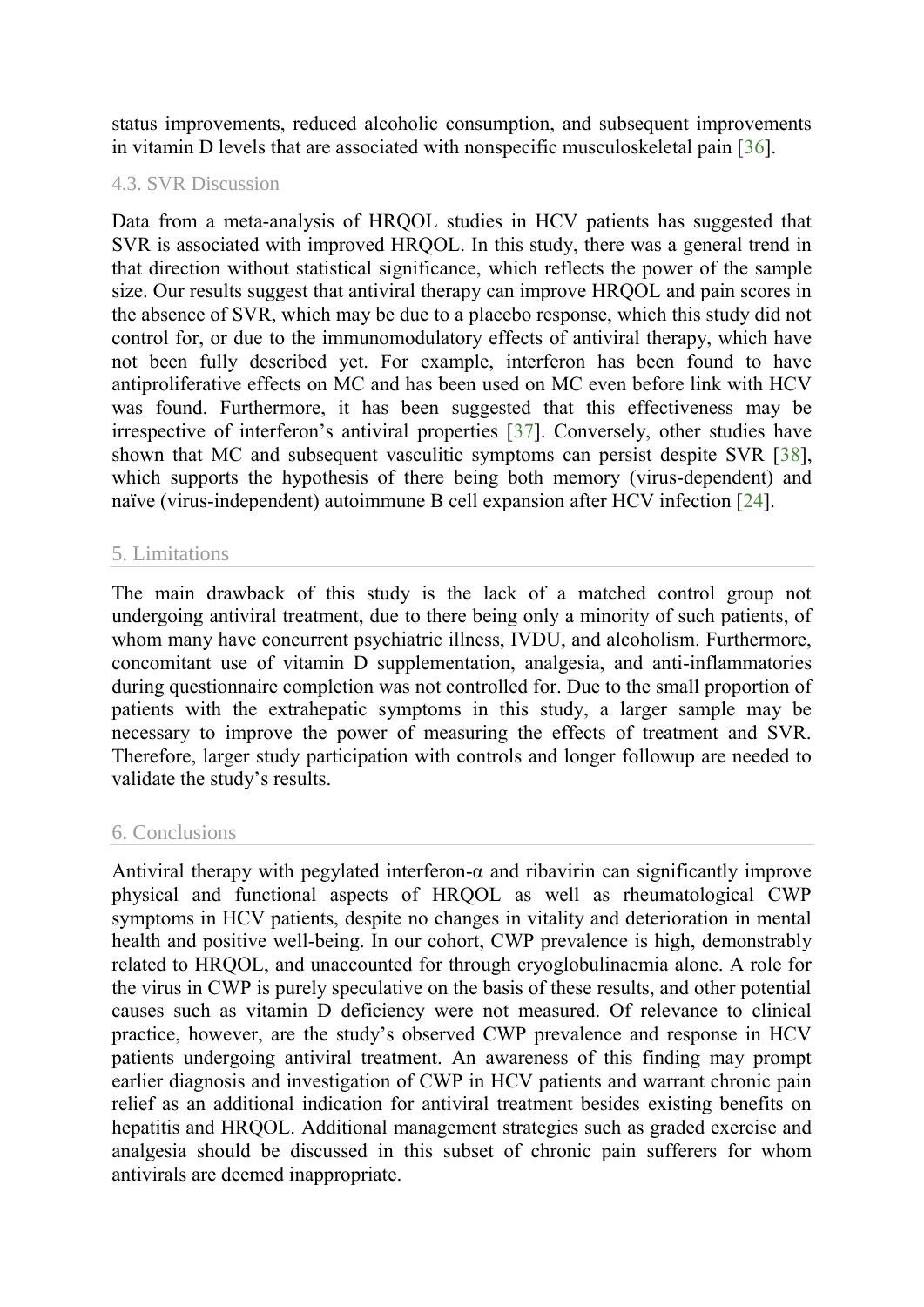status improvements, reduced alcoholic consumption, and subsequent improvements in vitamin D levels that are associated with nonspecific musculoskeletal pain [36].

### 4.3. SVR Discussion

Data from a meta-analysis of HRQOL studies in HCV patients has suggested that SVR is associated with improved HRQOL. In this study, there was a general trend in that direction without statistical significance, which reflects the power of the sample size. Our results suggest that antiviral therapy can improve HRQOL and pain scores in the absence of SVR, which may be due to a placebo response, which this study did not control for, or due to the immunomodulatory effects of antiviral therapy, which have not been fully described yet. For example, interferon has been found to have antiproliferative effects on MC and has been used on MC even before link with HCV was found. Furthermore, it has been suggested that this effectiveness may be irrespective of interferon's antiviral properties [37]. Conversely, other studies have shown that MC and subsequent vasculitic symptoms can persist despite SVR [38], which supports the hypothesis of there being both memory (virus-dependent) and naïve (virus-independent) autoimmune B cell expansion after HCV infection [24].

## 5. Limitations

The main drawback of this study is the lack of a matched control group not undergoing antiviral treatment, due to there being only a minority of such patients, of whom many have concurrent psychiatric illness, IVDU, and alcoholism. Furthermore, concomitant use of vitamin D supplementation, analgesia, and anti-inflammatories during questionnaire completion was not controlled for. Due to the small proportion of patients with the extrahepatic symptoms in this study, a larger sample may be necessary to improve the power of measuring the effects of treatment and SVR. Therefore, larger study participation with controls and longer followup are needed to validate the study's results.

## 6. Conclusions

Antiviral therapy with pegylated interferon-α and ribavirin can significantly improve physical and functional aspects of HRQOL as well as rheumatological CWP symptoms in HCV patients, despite no changes in vitality and deterioration in mental health and positive well-being. In our cohort, CWP prevalence is high, demonstrably related to HRQOL, and unaccounted for through cryoglobulinaemia alone. A role for the virus in CWP is purely speculative on the basis of these results, and other potential causes such as vitamin D deficiency were not measured. Of relevance to clinical practice, however, are the study's observed CWP prevalence and response in HCV patients undergoing antiviral treatment. An awareness of this finding may prompt earlier diagnosis and investigation of CWP in HCV patients and warrant chronic pain relief as an additional indication for antiviral treatment besides existing benefits on hepatitis and HRQOL. Additional management strategies such as graded exercise and analgesia should be discussed in this subset of chronic pain sufferers for whom antivirals are deemed inappropriate.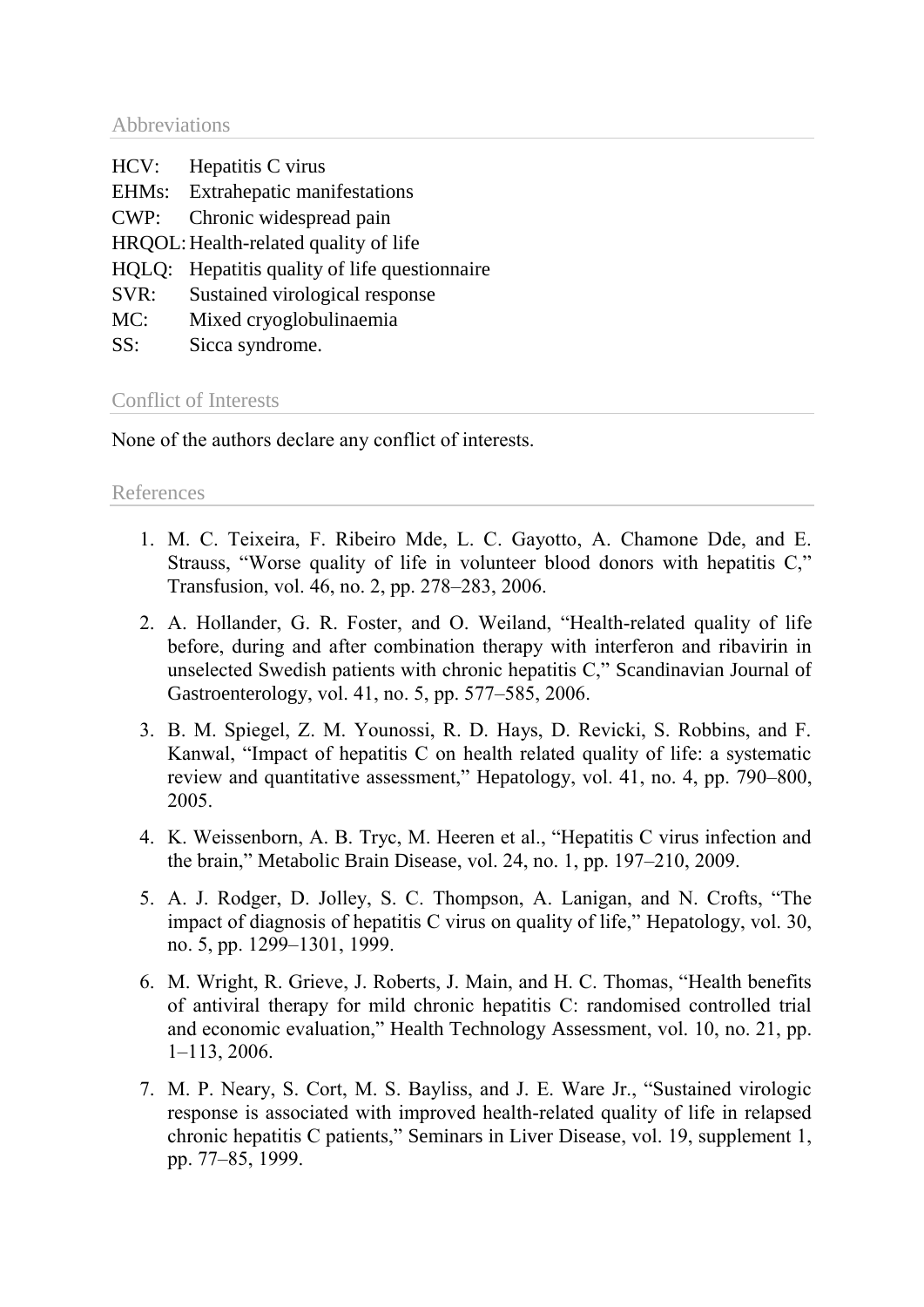## Abbreviations

HCV: Hepatitis C virus
EHMs: Extrahepatic manifestations
CWP: Chronic widespread pain
HRQOL: Health-related quality of life
HQLQ: Hepatitis quality of life questionnaire
SVR: Sustained virological response
MC: Mixed cryoglobulinaemia
SS: Sicca syndrome.

## Conflict of Interests

None of the authors declare any conflict of interests.

## References

1. M. C. Teixeira, F. Ribeiro Mde, L. C. Gayotto, A. Chamone Dde, and E. Strauss, "Worse quality of life in volunteer blood donors with hepatitis C," Transfusion, vol. 46, no. 2, pp. 278–283, 2006.
2. A. Hollander, G. R. Foster, and O. Weiland, "Health-related quality of life before, during and after combination therapy with interferon and ribavirin in unselected Swedish patients with chronic hepatitis C," Scandinavian Journal of Gastroenterology, vol. 41, no. 5, pp. 577–585, 2006.
3. B. M. Spiegel, Z. M. Younossi, R. D. Hays, D. Revicki, S. Robbins, and F. Kanwal, "Impact of hepatitis C on health related quality of life: a systematic review and quantitative assessment," Hepatology, vol. 41, no. 4, pp. 790–800, 2005.
4. K. Weissenborn, A. B. Tryc, M. Heeren et al., "Hepatitis C virus infection and the brain," Metabolic Brain Disease, vol. 24, no. 1, pp. 197–210, 2009.
5. A. J. Rodger, D. Jolley, S. C. Thompson, A. Lanigan, and N. Crofts, "The impact of diagnosis of hepatitis C virus on quality of life," Hepatology, vol. 30, no. 5, pp. 1299–1301, 1999.
6. M. Wright, R. Grieve, J. Roberts, J. Main, and H. C. Thomas, "Health benefits of antiviral therapy for mild chronic hepatitis C: randomised controlled trial and economic evaluation," Health Technology Assessment, vol. 10, no. 21, pp. 1–113, 2006.
7. M. P. Neary, S. Cort, M. S. Bayliss, and J. E. Ware Jr., "Sustained virologic response is associated with improved health-related quality of life in relapsed chronic hepatitis C patients," Seminars in Liver Disease, vol. 19, supplement 1, pp. 77–85, 1999.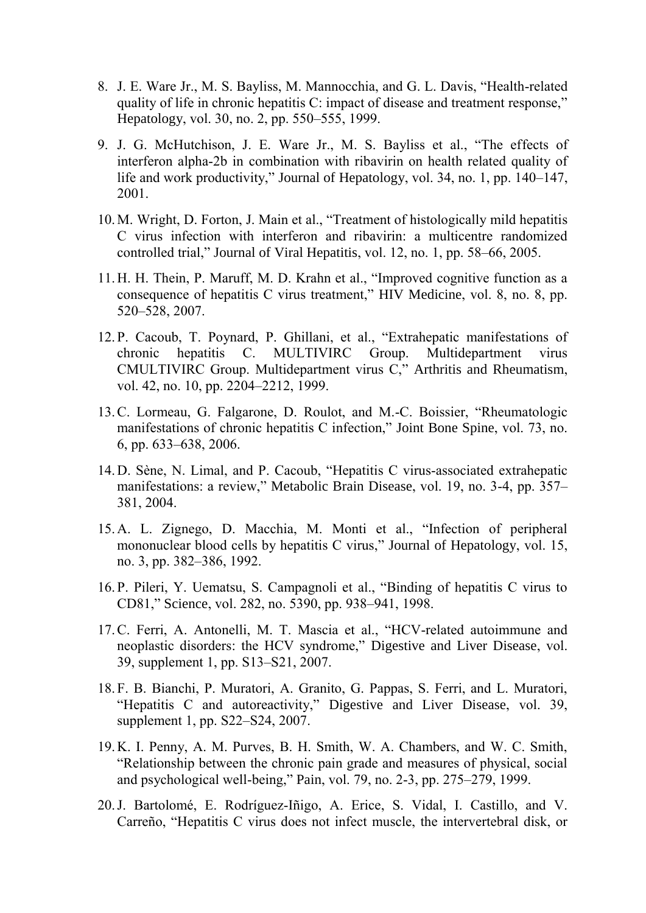8. J. E. Ware Jr., M. S. Bayliss, M. Mannocchia, and G. L. Davis, "Health-related quality of life in chronic hepatitis C: impact of disease and treatment response," Hepatology, vol. 30, no. 2, pp. 550–555, 1999.

9. J. G. McHutchison, J. E. Ware Jr., M. S. Bayliss et al., "The effects of interferon alpha-2b in combination with ribavirin on health related quality of life and work productivity," Journal of Hepatology, vol. 34, no. 1, pp. 140–147, 2001.

10. M. Wright, D. Forton, J. Main et al., "Treatment of histologically mild hepatitis C virus infection with interferon and ribavirin: a multicentre randomized controlled trial," Journal of Viral Hepatitis, vol. 12, no. 1, pp. 58–66, 2005.

11. H. H. Thein, P. Maruff, M. D. Krahn et al., "Improved cognitive function as a consequence of hepatitis C virus treatment," HIV Medicine, vol. 8, no. 8, pp. 520–528, 2007.

12. P. Cacoub, T. Poynard, P. Ghillani, et al., "Extrahepatic manifestations of chronic hepatitis C. MULTIVIRC Group. Multidepartment virus CMULTIVIRC Group. Multidepartment virus C," Arthritis and Rheumatism, vol. 42, no. 10, pp. 2204–2212, 1999.

13. C. Lormeau, G. Falgarone, D. Roulot, and M.-C. Boissier, "Rheumatologic manifestations of chronic hepatitis C infection," Joint Bone Spine, vol. 73, no. 6, pp. 633–638, 2006.

14. D. Sène, N. Limal, and P. Cacoub, "Hepatitis C virus-associated extrahepatic manifestations: a review," Metabolic Brain Disease, vol. 19, no. 3-4, pp. 357–381, 2004.

15. A. L. Zignego, D. Macchia, M. Monti et al., "Infection of peripheral mononuclear blood cells by hepatitis C virus," Journal of Hepatology, vol. 15, no. 3, pp. 382–386, 1992.

16. P. Pileri, Y. Uematsu, S. Campagnoli et al., "Binding of hepatitis C virus to CD81," Science, vol. 282, no. 5390, pp. 938–941, 1998.

17. C. Ferri, A. Antonelli, M. T. Mascia et al., "HCV-related autoimmune and neoplastic disorders: the HCV syndrome," Digestive and Liver Disease, vol. 39, supplement 1, pp. S13–S21, 2007.

18. F. B. Bianchi, P. Muratori, A. Granito, G. Pappas, S. Ferri, and L. Muratori, "Hepatitis C and autoreactivity," Digestive and Liver Disease, vol. 39, supplement 1, pp. S22–S24, 2007.

19. K. I. Penny, A. M. Purves, B. H. Smith, W. A. Chambers, and W. C. Smith, "Relationship between the chronic pain grade and measures of physical, social and psychological well-being," Pain, vol. 79, no. 2-3, pp. 275–279, 1999.

20. J. Bartolomé, E. Rodríguez-Iñigo, A. Erice, S. Vidal, I. Castillo, and V. Carreño, "Hepatitis C virus does not infect muscle, the intervertebral disk, or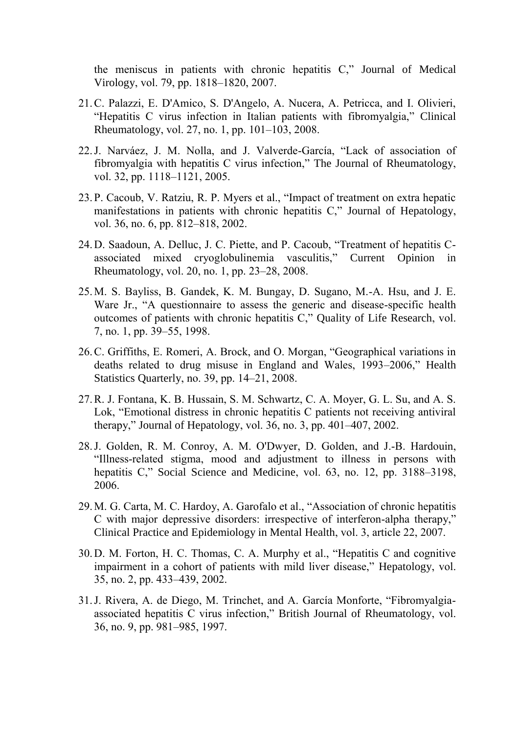the meniscus in patients with chronic hepatitis C," Journal of Medical Virology, vol. 79, pp. 1818–1820, 2007.

21. C. Palazzi, E. D'Amico, S. D'Angelo, A. Nucera, A. Petricca, and I. Olivieri, "Hepatitis C virus infection in Italian patients with fibromyalgia," Clinical Rheumatology, vol. 27, no. 1, pp. 101–103, 2008.

22. J. Narváez, J. M. Nolla, and J. Valverde-García, "Lack of association of fibromyalgia with hepatitis C virus infection," The Journal of Rheumatology, vol. 32, pp. 1118–1121, 2005.

23. P. Cacoub, V. Ratziu, R. P. Myers et al., "Impact of treatment on extra hepatic manifestations in patients with chronic hepatitis C," Journal of Hepatology, vol. 36, no. 6, pp. 812–818, 2002.

24. D. Saadoun, A. Delluc, J. C. Piette, and P. Cacoub, "Treatment of hepatitis C-associated mixed cryoglobulinemia vasculitis," Current Opinion in Rheumatology, vol. 20, no. 1, pp. 23–28, 2008.

25. M. S. Bayliss, B. Gandek, K. M. Bungay, D. Sugano, M.-A. Hsu, and J. E. Ware Jr., "A questionnaire to assess the generic and disease-specific health outcomes of patients with chronic hepatitis C," Quality of Life Research, vol. 7, no. 1, pp. 39–55, 1998.

26. C. Griffiths, E. Romeri, A. Brock, and O. Morgan, "Geographical variations in deaths related to drug misuse in England and Wales, 1993–2006," Health Statistics Quarterly, no. 39, pp. 14–21, 2008.

27. R. J. Fontana, K. B. Hussain, S. M. Schwartz, C. A. Moyer, G. L. Su, and A. S. Lok, "Emotional distress in chronic hepatitis C patients not receiving antiviral therapy," Journal of Hepatology, vol. 36, no. 3, pp. 401–407, 2002.

28. J. Golden, R. M. Conroy, A. M. O'Dwyer, D. Golden, and J.-B. Hardouin, "Illness-related stigma, mood and adjustment to illness in persons with hepatitis C," Social Science and Medicine, vol. 63, no. 12, pp. 3188–3198, 2006.

29. M. G. Carta, M. C. Hardoy, A. Garofalo et al., "Association of chronic hepatitis C with major depressive disorders: irrespective of interferon-alpha therapy," Clinical Practice and Epidemiology in Mental Health, vol. 3, article 22, 2007.

30. D. M. Forton, H. C. Thomas, C. A. Murphy et al., "Hepatitis C and cognitive impairment in a cohort of patients with mild liver disease," Hepatology, vol. 35, no. 2, pp. 433–439, 2002.

31. J. Rivera, A. de Diego, M. Trinchet, and A. García Monforte, "Fibromyalgia-associated hepatitis C virus infection," British Journal of Rheumatology, vol. 36, no. 9, pp. 981–985, 1997.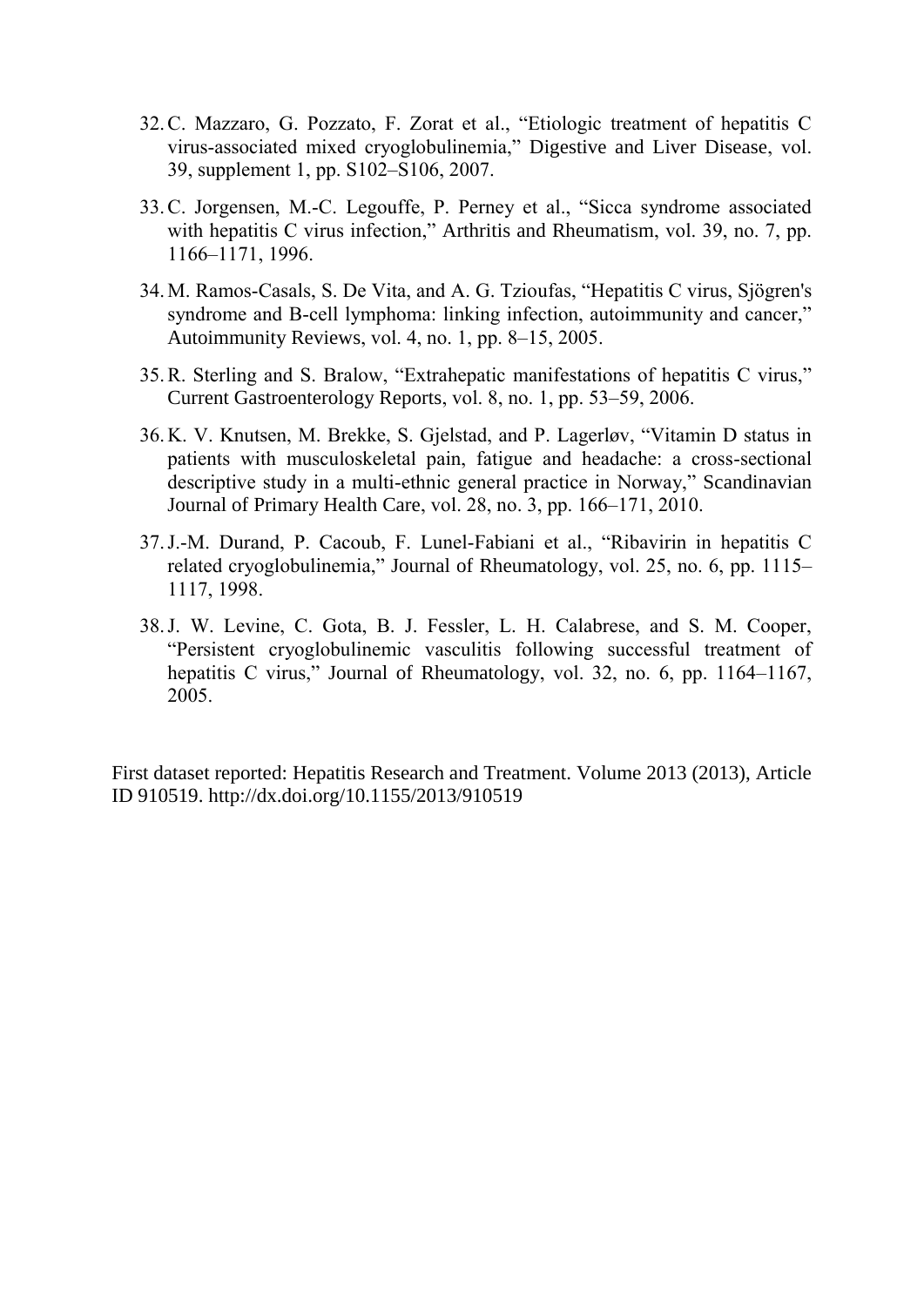32. C. Mazzaro, G. Pozzato, F. Zorat et al., "Etiologic treatment of hepatitis C virus-associated mixed cryoglobulinemia," Digestive and Liver Disease, vol. 39, supplement 1, pp. S102–S106, 2007.

33. C. Jorgensen, M.-C. Legouffe, P. Perney et al., "Sicca syndrome associated with hepatitis C virus infection," Arthritis and Rheumatism, vol. 39, no. 7, pp. 1166–1171, 1996.

34. M. Ramos-Casals, S. De Vita, and A. G. Tzioufas, "Hepatitis C virus, Sjögren's syndrome and B-cell lymphoma: linking infection, autoimmunity and cancer," Autoimmunity Reviews, vol. 4, no. 1, pp. 8–15, 2005.

35. R. Sterling and S. Bralow, "Extrahepatic manifestations of hepatitis C virus," Current Gastroenterology Reports, vol. 8, no. 1, pp. 53–59, 2006.

36. K. V. Knutsen, M. Brekke, S. Gjelstad, and P. Lagerløv, "Vitamin D status in patients with musculoskeletal pain, fatigue and headache: a cross-sectional descriptive study in a multi-ethnic general practice in Norway," Scandinavian Journal of Primary Health Care, vol. 28, no. 3, pp. 166–171, 2010.

37. J.-M. Durand, P. Cacoub, F. Lunel-Fabiani et al., "Ribavirin in hepatitis C related cryoglobulinemia," Journal of Rheumatology, vol. 25, no. 6, pp. 1115–1117, 1998.

38. J. W. Levine, C. Gota, B. J. Fessler, L. H. Calabrese, and S. M. Cooper, "Persistent cryoglobulinemic vasculitis following successful treatment of hepatitis C virus," Journal of Rheumatology, vol. 32, no. 6, pp. 1164–1167, 2005.

First dataset reported: Hepatitis Research and Treatment. Volume 2013 (2013), Article ID 910519. http://dx.doi.org/10.1155/2013/910519